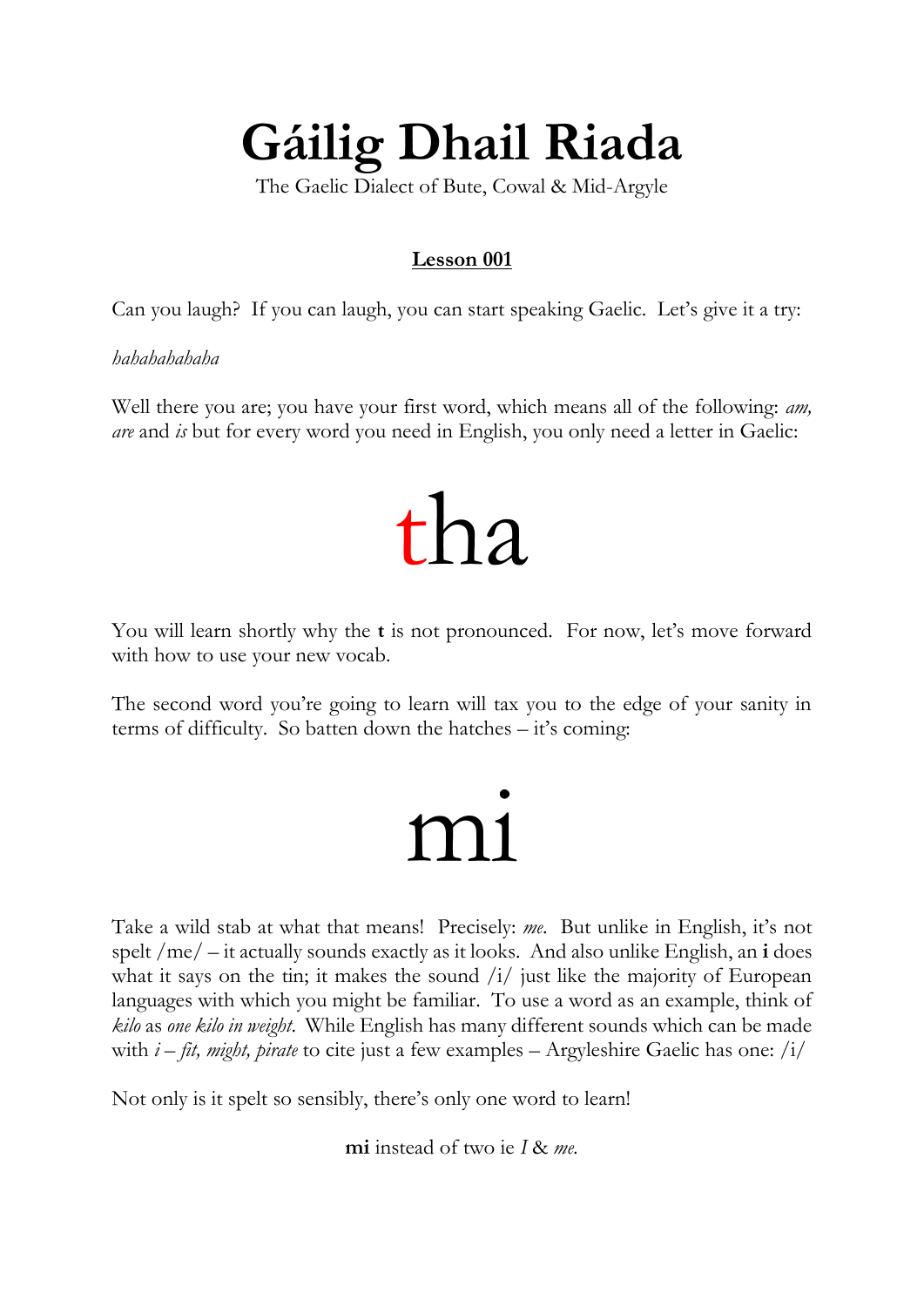# Gáilig Dhail Riada

The Gaelic Dialect of Bute, Cowal & Mid-Argyle

## Lesson 001

Can you laugh? If you can laugh, you can start speaking Gaelic. Let's give it a try:

*hahahahahaha*

Well there you are; you have your first word, which means all of the following: *am, are* and *is* but for every word you need in English, you only need a letter in Gaelic:

# tha

You will learn shortly why the **t** is not pronounced. For now, let's move forward with how to use your new vocab.

The second word you're going to learn will tax you to the edge of your sanity in terms of difficulty. So batten down the hatches – it's coming:

# mi

Take a wild stab at what that means! Precisely: *me*. But unlike in English, it's not spelt /me/ – it actually sounds exactly as it looks. And also unlike English, an **i** does what it says on the tin; it makes the sound /i/ just like the majority of European languages with which you might be familiar. To use a word as an example, think of *kilo* as *one kilo in weight*. While English has many different sounds which can be made with *i* – *fit, might, pirate* to cite just a few examples – Argyleshire Gaelic has one: /i/

Not only is it spelt so sensibly, there's only one word to learn!

**mi** instead of two ie *I* & *me*.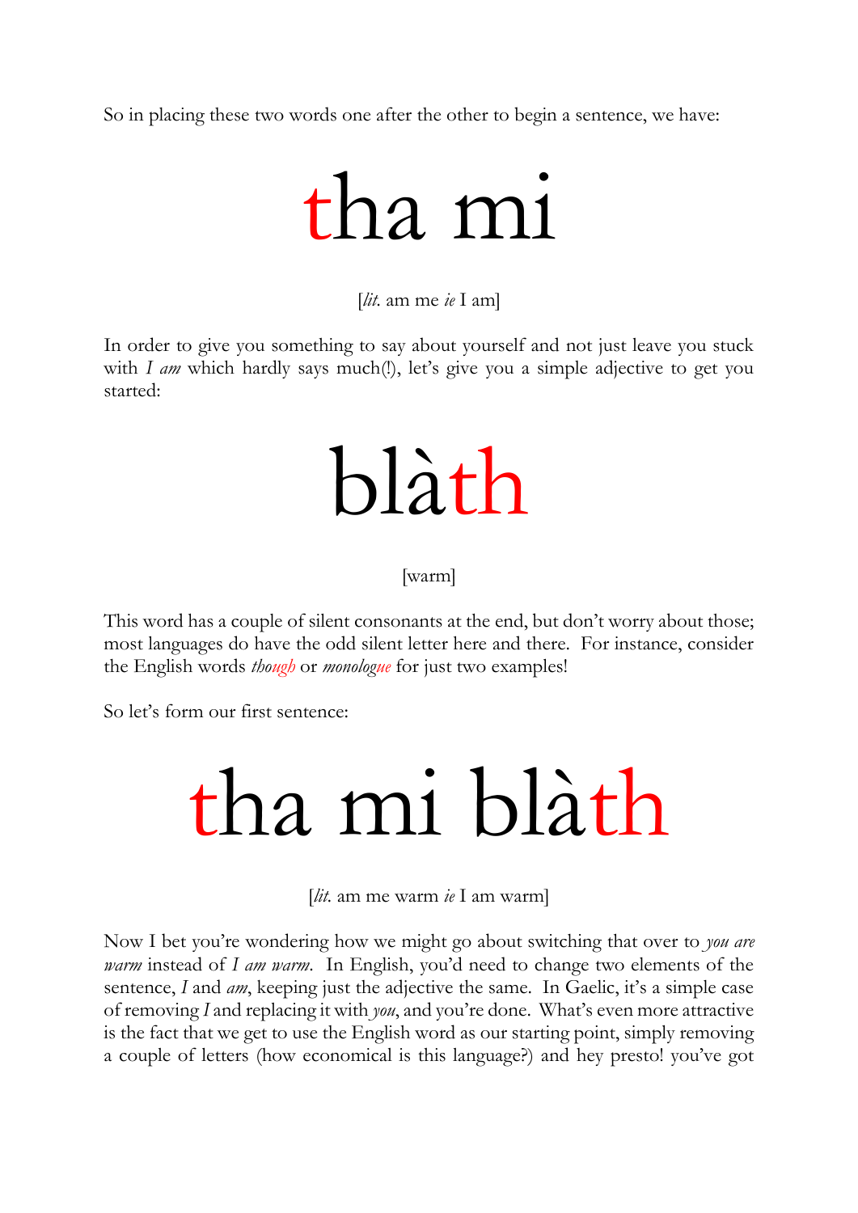So in placing these two words one after the other to begin a sentence, we have:

# tha mi

[*lit.* am me *ie* I am]

In order to give you something to say about yourself and not just leave you stuck with *I am* which hardly says much(!), let's give you a simple adjective to get you started:

# blàth

[warm]

This word has a couple of silent consonants at the end, but don't worry about those; most languages do have the odd silent letter here and there. For instance, consider the English words *though* or *monologue* for just two examples!

So let's form our first sentence:

# tha mi blàth

[*lit.* am me warm *ie* I am warm]

Now I bet you're wondering how we might go about switching that over to *you are warm* instead of *I am warm*. In English, you'd need to change two elements of the sentence, *I* and *am*, keeping just the adjective the same. In Gaelic, it's a simple case of removing *I* and replacing it with *you*, and you're done. What's even more attractive is the fact that we get to use the English word as our starting point, simply removing a couple of letters (how economical is this language?) and hey presto! you've got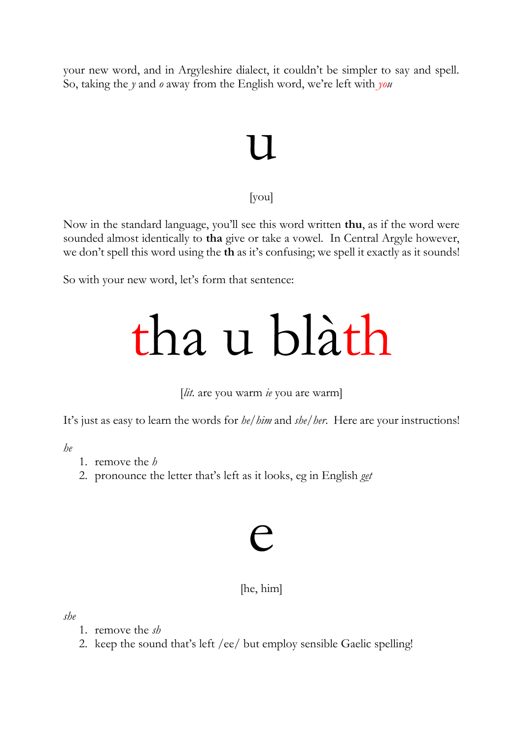your new word, and in Argyleshire dialect, it couldn't be simpler to say and spell. So, taking the *y* and *o* away from the English word, we're left with *you*

# u

[you]

Now in the standard language, you'll see this word written **thu**, as if the word were sounded almost identically to **tha** give or take a vowel. In Central Argyle however, we don't spell this word using the **th** as it's confusing; we spell it exactly as it sounds!

So with your new word, let's form that sentence:

# tha u blàth

[*lit.* are you warm *ie* you are warm]

It's just as easy to learn the words for *he/him* and *she/her*. Here are your instructions!

*he*

1. remove the *h*
2. pronounce the letter that's left as it looks, eg in English *get*

# e

[he, him]

*she*

1. remove the *sh*
2. keep the sound that's left /ee/ but employ sensible Gaelic spelling!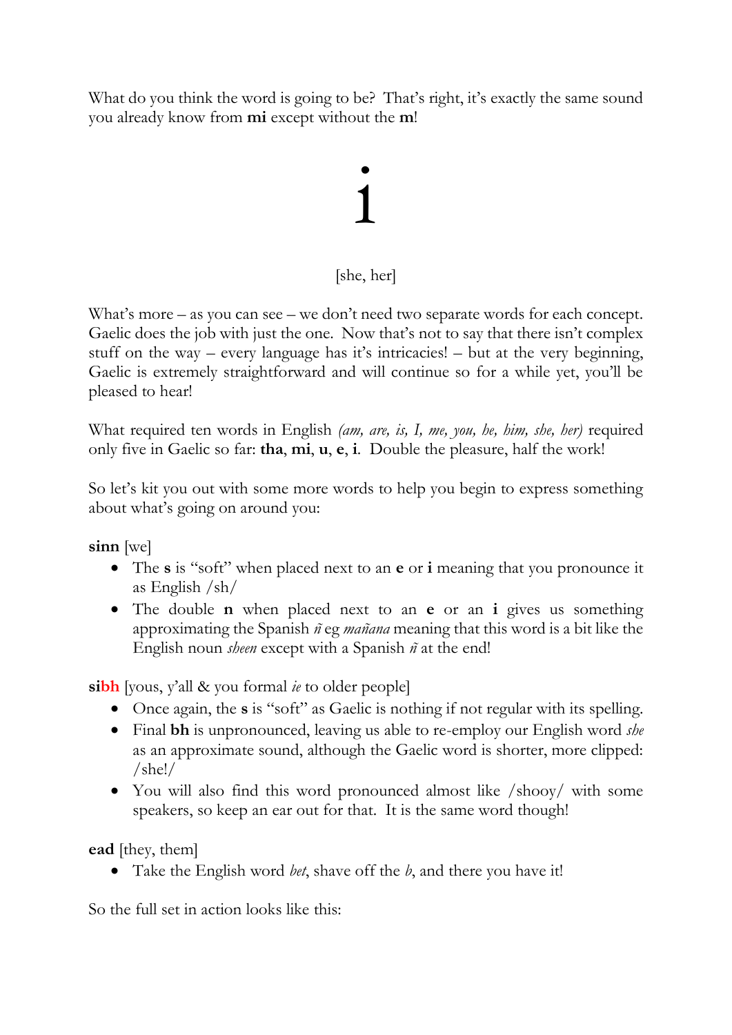What do you think the word is going to be? That's right, it's exactly the same sound you already know from **mi** except without the **m**!

# i

[she, her]

What's more – as you can see – we don't need two separate words for each concept. Gaelic does the job with just the one. Now that's not to say that there isn't complex stuff on the way – every language has it's intricacies! – but at the very beginning, Gaelic is extremely straightforward and will continue so for a while yet, you'll be pleased to hear!

What required ten words in English *(am, are, is, I, me, you, he, him, she, her)* required only five in Gaelic so far: **tha**, **mi**, **u**, **e**, **i**. Double the pleasure, half the work!

So let's kit you out with some more words to help you begin to express something about what's going on around you:

**sinn** [we]

- The **s** is "soft" when placed next to an **e** or **i** meaning that you pronounce it as English /sh/
- The double **n** when placed next to an **e** or an **i** gives us something approximating the Spanish *ñ* eg *mañana* meaning that this word is a bit like the English noun *sheen* except with a Spanish *ñ* at the end!

**sibh** [yous, y'all & you formal *ie* to older people]

- Once again, the **s** is "soft" as Gaelic is nothing if not regular with its spelling.
- Final **bh** is unpronounced, leaving us able to re-employ our English word *she* as an approximate sound, although the Gaelic word is shorter, more clipped: /she!/
- You will also find this word pronounced almost like /shooy/ with some speakers, so keep an ear out for that. It is the same word though!

**ead** [they, them]

- Take the English word *bet*, shave off the *b*, and there you have it!

So the full set in action looks like this: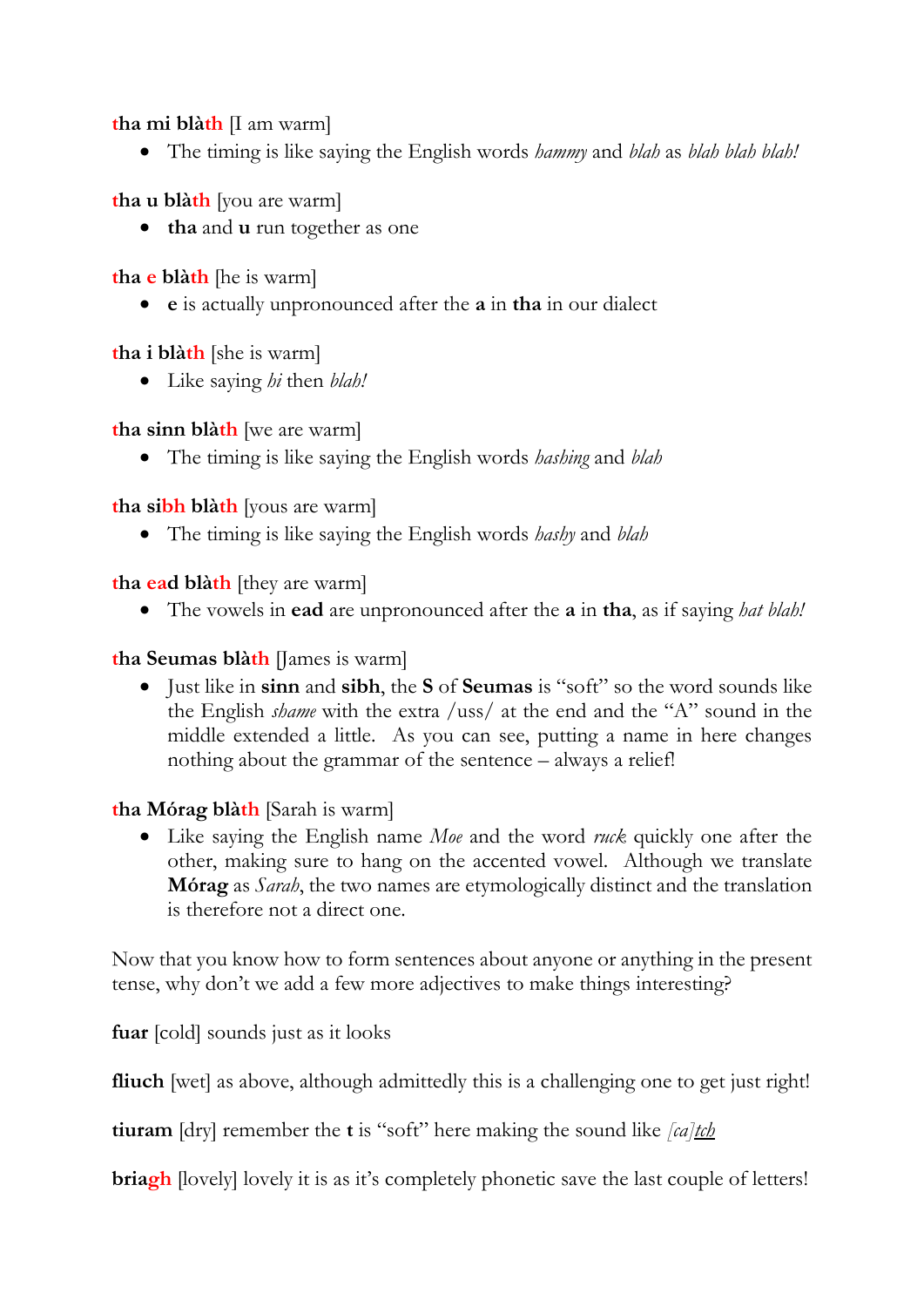**tha mi blàth** [I am warm]

- The timing is like saying the English words *hammy* and *blah* as *blah blah blah!*

**tha u blàth** [you are warm]

- **tha** and **u** run together as one

**tha e blàth** [he is warm]

- **e** is actually unpronounced after the **a** in **tha** in our dialect

**tha i blàth** [she is warm]

- Like saying *hi* then *blah!*

**tha sinn blàth** [we are warm]

- The timing is like saying the English words *hashing* and *blah*

**tha sibh blàth** [yous are warm]

- The timing is like saying the English words *hashy* and *blah*

**tha ead blàth** [they are warm]

- The vowels in **ead** are unpronounced after the **a** in **tha**, as if saying *hat blah!*

**tha Seumas blàth** [James is warm]

- Just like in **sinn** and **sibh**, the **S** of **Seumas** is "soft" so the word sounds like the English *shame* with the extra /uss/ at the end and the "A" sound in the middle extended a little. As you can see, putting a name in here changes nothing about the grammar of the sentence – always a relief!

**tha Mórag blàth** [Sarah is warm]

- Like saying the English name *Moe* and the word *ruck* quickly one after the other, making sure to hang on the accented vowel. Although we translate **Mórag** as *Sarah*, the two names are etymologically distinct and the translation is therefore not a direct one.

Now that you know how to form sentences about anyone or anything in the present tense, why don't we add a few more adjectives to make things interesting?

**fuar** [cold] sounds just as it looks

**fliuch** [wet] as above, although admittedly this is a challenging one to get just right!

**tiuram** [dry] remember the **t** is "soft" here making the sound like *[ca]tch*

**briagh** [lovely] lovely it is as it's completely phonetic save the last couple of letters!